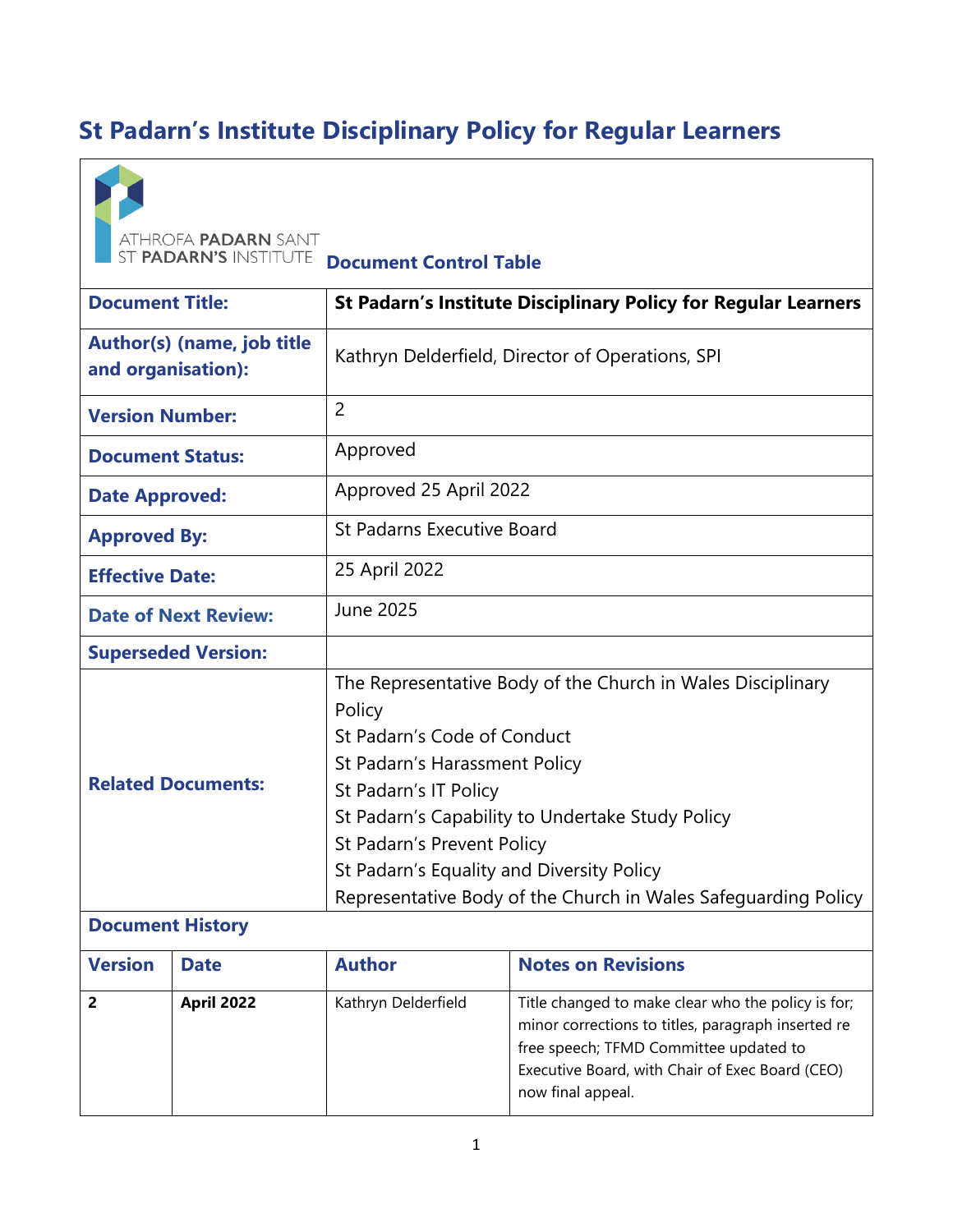# St Padarn's Institute Disciplinary Policy for Regular Learners

ATHROFA PADARN SANT
ST PADARN'S INSTITUTE

**Document Control Table**

| | |
|---|---|
| **Document Title:** | **St Padarn's Institute Disciplinary Policy for Regular Learners** |
| **Author(s) (name, job title and organisation):** | Kathryn Delderfield, Director of Operations, SPI |
| **Version Number:** | 2 |
| **Document Status:** | Approved |
| **Date Approved:** | Approved 25 April 2022 |
| **Approved By:** | St Padarns Executive Board |
| **Effective Date:** | 25 April 2022 |
| **Date of Next Review:** | June 2025 |
| **Superseded Version:** | |
| **Related Documents:** | The Representative Body of the Church in Wales Disciplinary Policy<br>St Padarn's Code of Conduct<br>St Padarn's Harassment Policy<br>St Padarn's IT Policy<br>St Padarn's Capability to Undertake Study Policy<br>St Padarn's Prevent Policy<br>St Padarn's Equality and Diversity Policy<br>Representative Body of the Church in Wales Safeguarding Policy |

**Document History**

| Version | Date | Author | Notes on Revisions |
|---|---|---|---|
| **2** | **April 2022** | Kathryn Delderfield | Title changed to make clear who the policy is for; minor corrections to titles, paragraph inserted re free speech; TFMD Committee updated to Executive Board, with Chair of Exec Board (CEO) now final appeal. |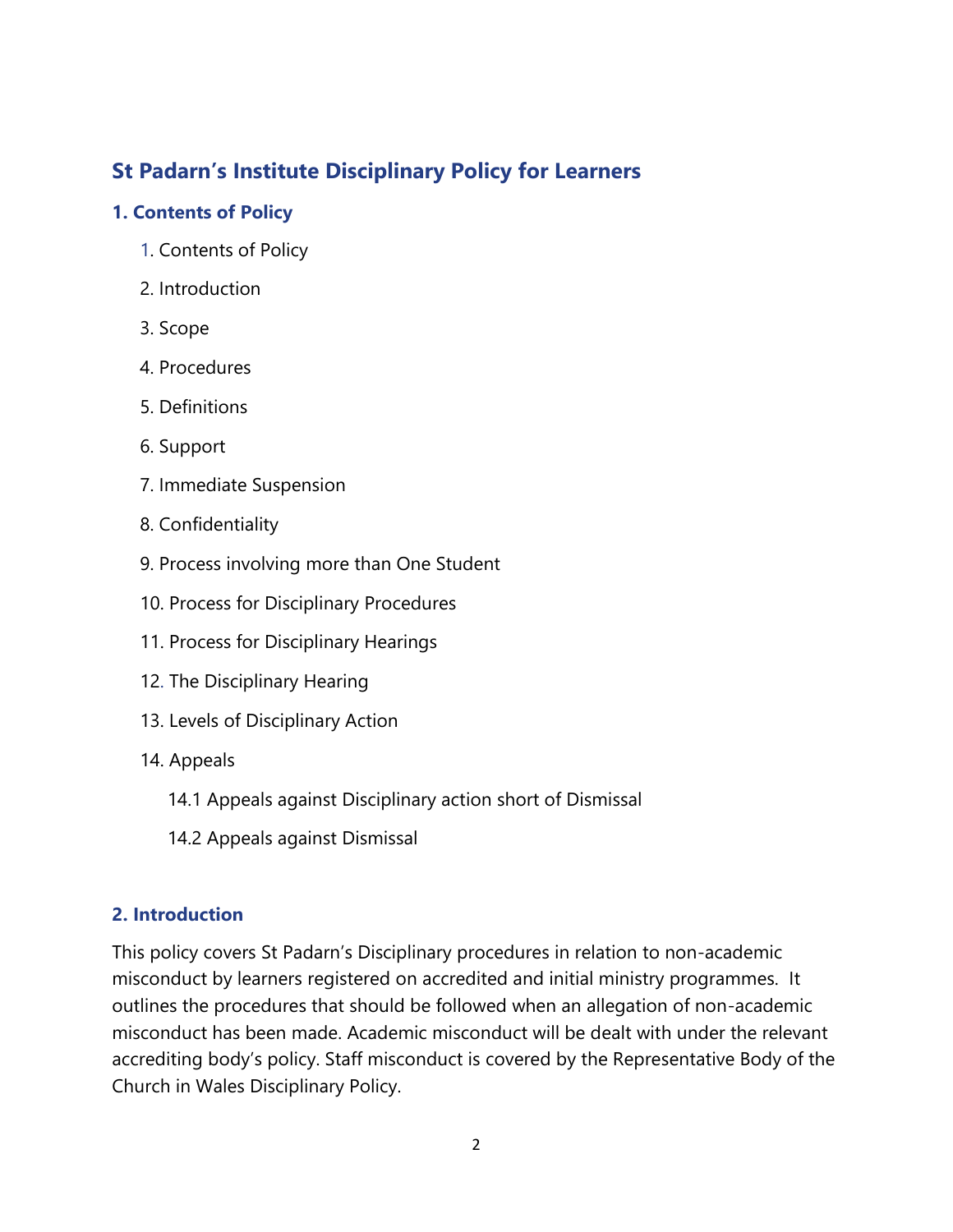## St Padarn's Institute Disciplinary Policy for Learners

### 1. Contents of Policy

1. Contents of Policy
2. Introduction
3. Scope
4. Procedures
5. Definitions
6. Support
7. Immediate Suspension
8. Confidentiality
9. Process involving more than One Student
10. Process for Disciplinary Procedures
11. Process for Disciplinary Hearings
12. The Disciplinary Hearing
13. Levels of Disciplinary Action
14. Appeals
    - 14.1 Appeals against Disciplinary action short of Dismissal
    - 14.2 Appeals against Dismissal

### 2. Introduction

This policy covers St Padarn's Disciplinary procedures in relation to non-academic misconduct by learners registered on accredited and initial ministry programmes. It outlines the procedures that should be followed when an allegation of non-academic misconduct has been made. Academic misconduct will be dealt with under the relevant accrediting body's policy. Staff misconduct is covered by the Representative Body of the Church in Wales Disciplinary Policy.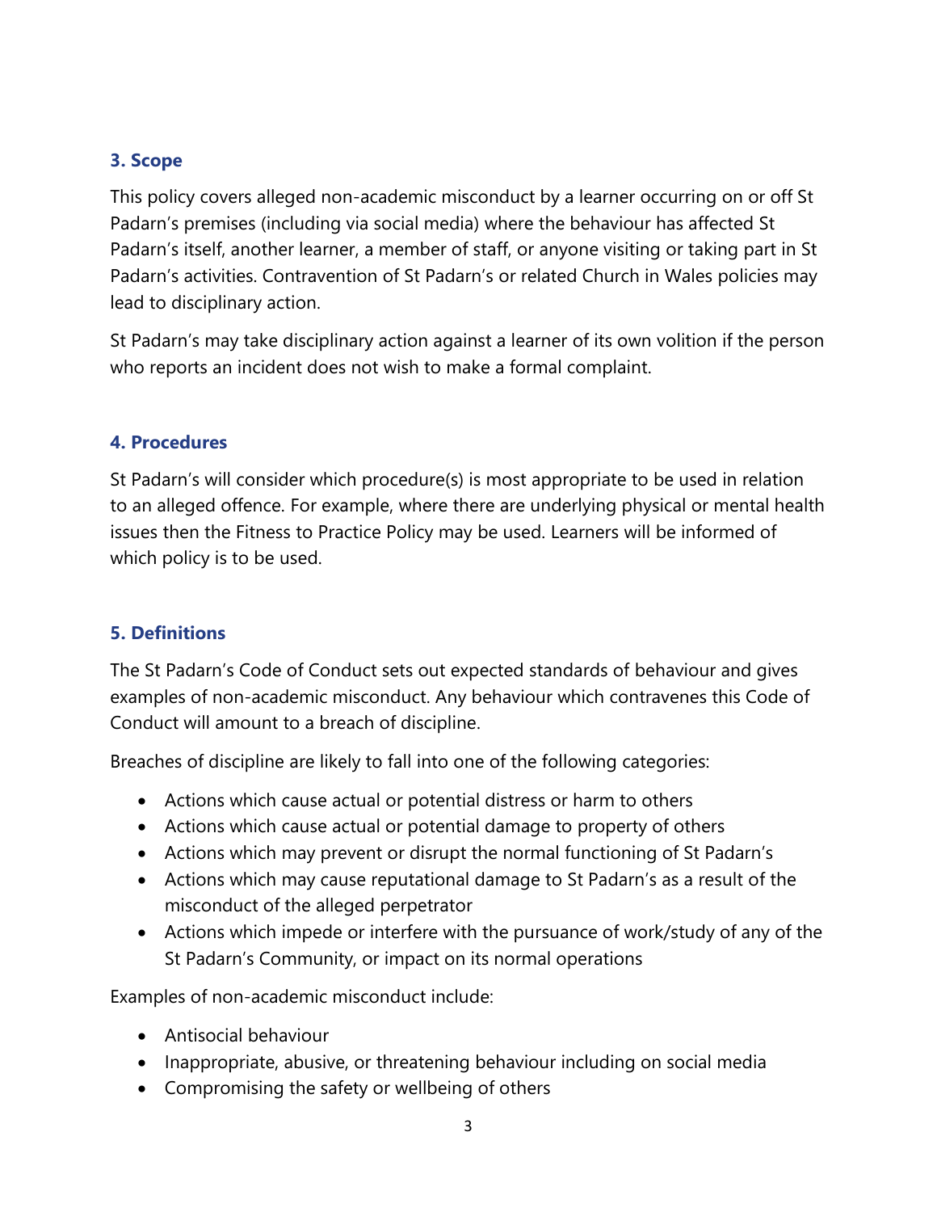## 3. Scope

This policy covers alleged non-academic misconduct by a learner occurring on or off St Padarn's premises (including via social media) where the behaviour has affected St Padarn's itself, another learner, a member of staff, or anyone visiting or taking part in St Padarn's activities. Contravention of St Padarn's or related Church in Wales policies may lead to disciplinary action.

St Padarn's may take disciplinary action against a learner of its own volition if the person who reports an incident does not wish to make a formal complaint.

## 4. Procedures

St Padarn's will consider which procedure(s) is most appropriate to be used in relation to an alleged offence. For example, where there are underlying physical or mental health issues then the Fitness to Practice Policy may be used. Learners will be informed of which policy is to be used.

## 5. Definitions

The St Padarn's Code of Conduct sets out expected standards of behaviour and gives examples of non-academic misconduct. Any behaviour which contravenes this Code of Conduct will amount to a breach of discipline.

Breaches of discipline are likely to fall into one of the following categories:

- Actions which cause actual or potential distress or harm to others
- Actions which cause actual or potential damage to property of others
- Actions which may prevent or disrupt the normal functioning of St Padarn's
- Actions which may cause reputational damage to St Padarn's as a result of the misconduct of the alleged perpetrator
- Actions which impede or interfere with the pursuance of work/study of any of the St Padarn's Community, or impact on its normal operations

Examples of non-academic misconduct include:

- Antisocial behaviour
- Inappropriate, abusive, or threatening behaviour including on social media
- Compromising the safety or wellbeing of others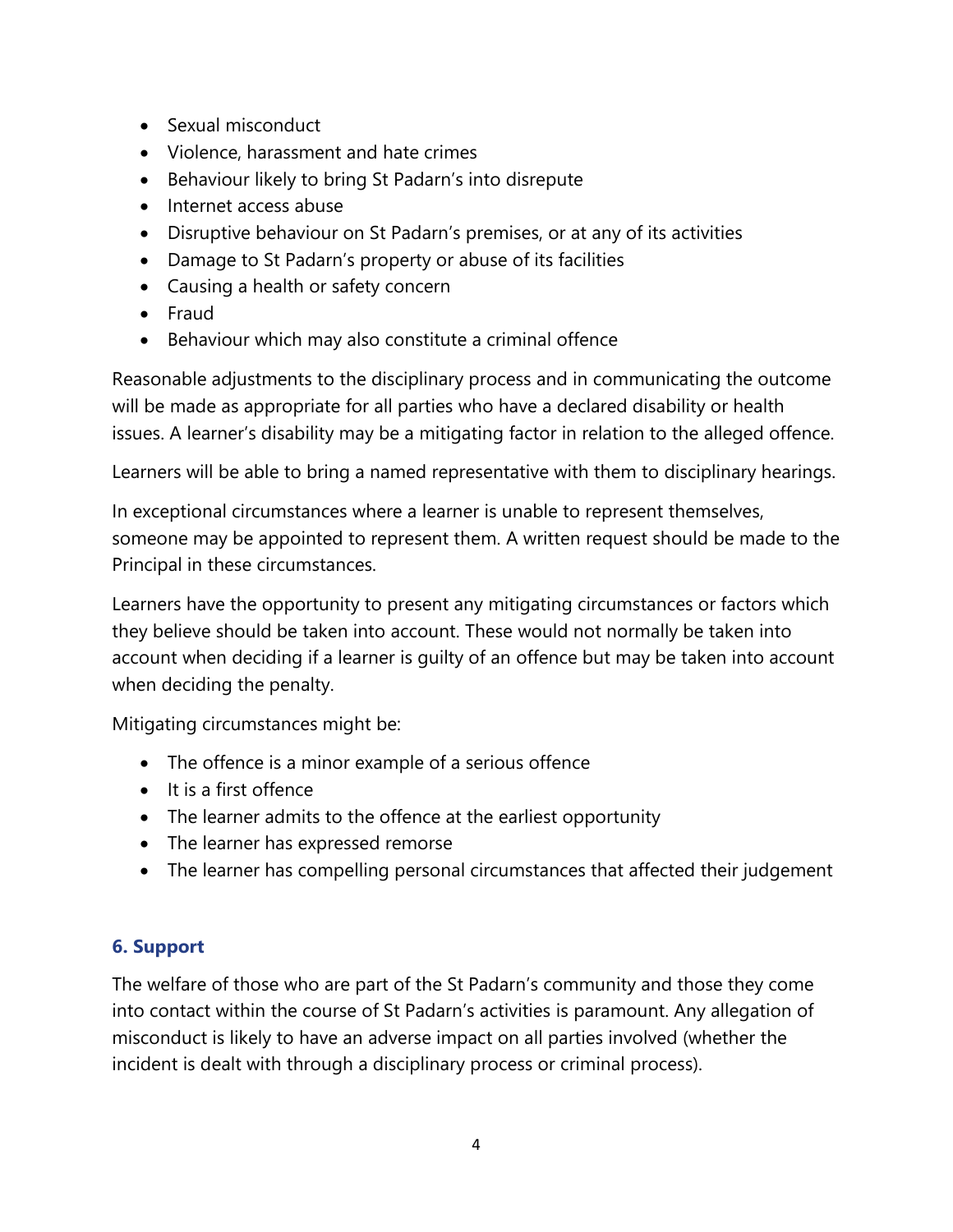- Sexual misconduct
- Violence, harassment and hate crimes
- Behaviour likely to bring St Padarn's into disrepute
- Internet access abuse
- Disruptive behaviour on St Padarn's premises, or at any of its activities
- Damage to St Padarn's property or abuse of its facilities
- Causing a health or safety concern
- Fraud
- Behaviour which may also constitute a criminal offence

Reasonable adjustments to the disciplinary process and in communicating the outcome will be made as appropriate for all parties who have a declared disability or health issues. A learner's disability may be a mitigating factor in relation to the alleged offence.

Learners will be able to bring a named representative with them to disciplinary hearings.

In exceptional circumstances where a learner is unable to represent themselves, someone may be appointed to represent them. A written request should be made to the Principal in these circumstances.

Learners have the opportunity to present any mitigating circumstances or factors which they believe should be taken into account. These would not normally be taken into account when deciding if a learner is guilty of an offence but may be taken into account when deciding the penalty.

Mitigating circumstances might be:

- The offence is a minor example of a serious offence
- It is a first offence
- The learner admits to the offence at the earliest opportunity
- The learner has expressed remorse
- The learner has compelling personal circumstances that affected their judgement

## 6. Support

The welfare of those who are part of the St Padarn's community and those they come into contact within the course of St Padarn's activities is paramount. Any allegation of misconduct is likely to have an adverse impact on all parties involved (whether the incident is dealt with through a disciplinary process or criminal process).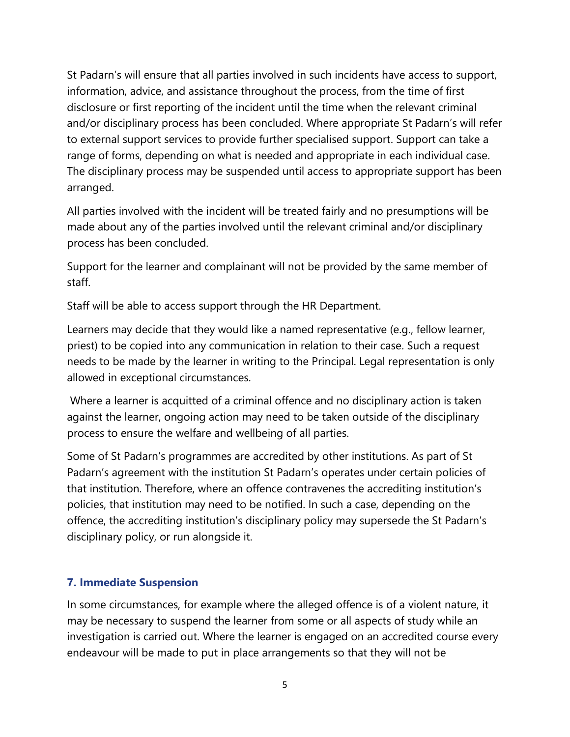St Padarn's will ensure that all parties involved in such incidents have access to support, information, advice, and assistance throughout the process, from the time of first disclosure or first reporting of the incident until the time when the relevant criminal and/or disciplinary process has been concluded. Where appropriate St Padarn's will refer to external support services to provide further specialised support. Support can take a range of forms, depending on what is needed and appropriate in each individual case. The disciplinary process may be suspended until access to appropriate support has been arranged.

All parties involved with the incident will be treated fairly and no presumptions will be made about any of the parties involved until the relevant criminal and/or disciplinary process has been concluded.

Support for the learner and complainant will not be provided by the same member of staff.

Staff will be able to access support through the HR Department.

Learners may decide that they would like a named representative (e.g., fellow learner, priest) to be copied into any communication in relation to their case. Such a request needs to be made by the learner in writing to the Principal. Legal representation is only allowed in exceptional circumstances.

Where a learner is acquitted of a criminal offence and no disciplinary action is taken against the learner, ongoing action may need to be taken outside of the disciplinary process to ensure the welfare and wellbeing of all parties.

Some of St Padarn's programmes are accredited by other institutions. As part of St Padarn's agreement with the institution St Padarn's operates under certain policies of that institution. Therefore, where an offence contravenes the accrediting institution's policies, that institution may need to be notified. In such a case, depending on the offence, the accrediting institution's disciplinary policy may supersede the St Padarn's disciplinary policy, or run alongside it.

## 7. Immediate Suspension

In some circumstances, for example where the alleged offence is of a violent nature, it may be necessary to suspend the learner from some or all aspects of study while an investigation is carried out. Where the learner is engaged on an accredited course every endeavour will be made to put in place arrangements so that they will not be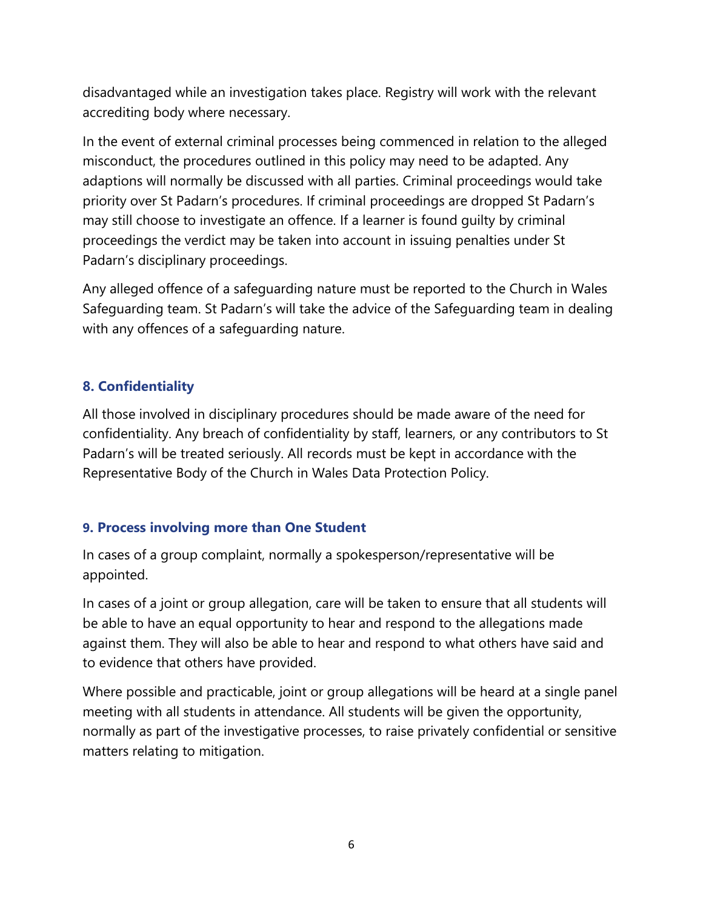disadvantaged while an investigation takes place. Registry will work with the relevant accrediting body where necessary.

In the event of external criminal processes being commenced in relation to the alleged misconduct, the procedures outlined in this policy may need to be adapted. Any adaptions will normally be discussed with all parties. Criminal proceedings would take priority over St Padarn's procedures. If criminal proceedings are dropped St Padarn's may still choose to investigate an offence. If a learner is found guilty by criminal proceedings the verdict may be taken into account in issuing penalties under St Padarn's disciplinary proceedings.

Any alleged offence of a safeguarding nature must be reported to the Church in Wales Safeguarding team. St Padarn's will take the advice of the Safeguarding team in dealing with any offences of a safeguarding nature.

## 8. Confidentiality

All those involved in disciplinary procedures should be made aware of the need for confidentiality. Any breach of confidentiality by staff, learners, or any contributors to St Padarn's will be treated seriously. All records must be kept in accordance with the Representative Body of the Church in Wales Data Protection Policy.

## 9. Process involving more than One Student

In cases of a group complaint, normally a spokesperson/representative will be appointed.

In cases of a joint or group allegation, care will be taken to ensure that all students will be able to have an equal opportunity to hear and respond to the allegations made against them. They will also be able to hear and respond to what others have said and to evidence that others have provided.

Where possible and practicable, joint or group allegations will be heard at a single panel meeting with all students in attendance. All students will be given the opportunity, normally as part of the investigative processes, to raise privately confidential or sensitive matters relating to mitigation.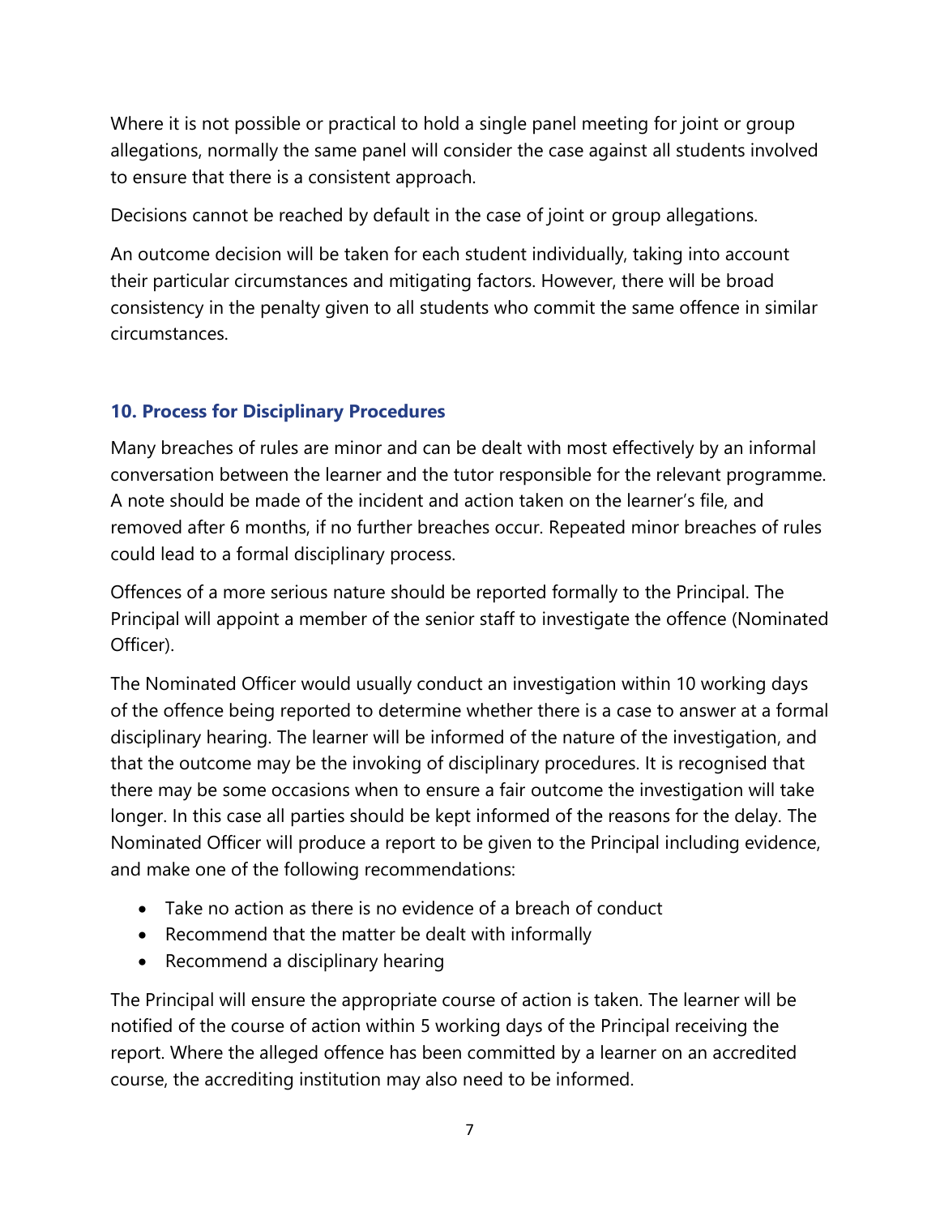Where it is not possible or practical to hold a single panel meeting for joint or group allegations, normally the same panel will consider the case against all students involved to ensure that there is a consistent approach.

Decisions cannot be reached by default in the case of joint or group allegations.

An outcome decision will be taken for each student individually, taking into account their particular circumstances and mitigating factors. However, there will be broad consistency in the penalty given to all students who commit the same offence in similar circumstances.

### 10. Process for Disciplinary Procedures

Many breaches of rules are minor and can be dealt with most effectively by an informal conversation between the learner and the tutor responsible for the relevant programme. A note should be made of the incident and action taken on the learner's file, and removed after 6 months, if no further breaches occur. Repeated minor breaches of rules could lead to a formal disciplinary process.

Offences of a more serious nature should be reported formally to the Principal. The Principal will appoint a member of the senior staff to investigate the offence (Nominated Officer).

The Nominated Officer would usually conduct an investigation within 10 working days of the offence being reported to determine whether there is a case to answer at a formal disciplinary hearing. The learner will be informed of the nature of the investigation, and that the outcome may be the invoking of disciplinary procedures. It is recognised that there may be some occasions when to ensure a fair outcome the investigation will take longer. In this case all parties should be kept informed of the reasons for the delay. The Nominated Officer will produce a report to be given to the Principal including evidence, and make one of the following recommendations:

- Take no action as there is no evidence of a breach of conduct
- Recommend that the matter be dealt with informally
- Recommend a disciplinary hearing

The Principal will ensure the appropriate course of action is taken. The learner will be notified of the course of action within 5 working days of the Principal receiving the report. Where the alleged offence has been committed by a learner on an accredited course, the accrediting institution may also need to be informed.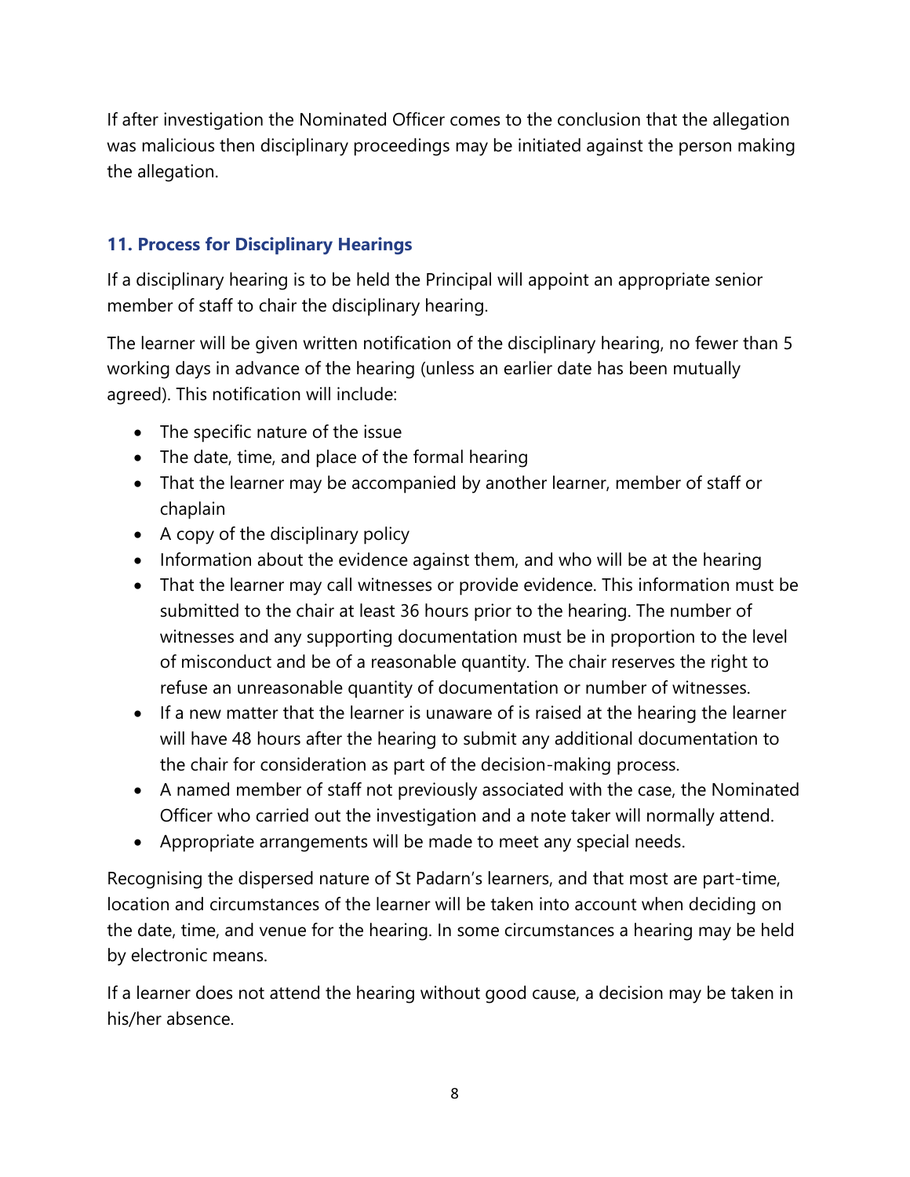If after investigation the Nominated Officer comes to the conclusion that the allegation was malicious then disciplinary proceedings may be initiated against the person making the allegation.

## 11. Process for Disciplinary Hearings

If a disciplinary hearing is to be held the Principal will appoint an appropriate senior member of staff to chair the disciplinary hearing.

The learner will be given written notification of the disciplinary hearing, no fewer than 5 working days in advance of the hearing (unless an earlier date has been mutually agreed). This notification will include:

- The specific nature of the issue
- The date, time, and place of the formal hearing
- That the learner may be accompanied by another learner, member of staff or chaplain
- A copy of the disciplinary policy
- Information about the evidence against them, and who will be at the hearing
- That the learner may call witnesses or provide evidence. This information must be submitted to the chair at least 36 hours prior to the hearing. The number of witnesses and any supporting documentation must be in proportion to the level of misconduct and be of a reasonable quantity. The chair reserves the right to refuse an unreasonable quantity of documentation or number of witnesses.
- If a new matter that the learner is unaware of is raised at the hearing the learner will have 48 hours after the hearing to submit any additional documentation to the chair for consideration as part of the decision-making process.
- A named member of staff not previously associated with the case, the Nominated Officer who carried out the investigation and a note taker will normally attend.
- Appropriate arrangements will be made to meet any special needs.

Recognising the dispersed nature of St Padarn's learners, and that most are part-time, location and circumstances of the learner will be taken into account when deciding on the date, time, and venue for the hearing. In some circumstances a hearing may be held by electronic means.

If a learner does not attend the hearing without good cause, a decision may be taken in his/her absence.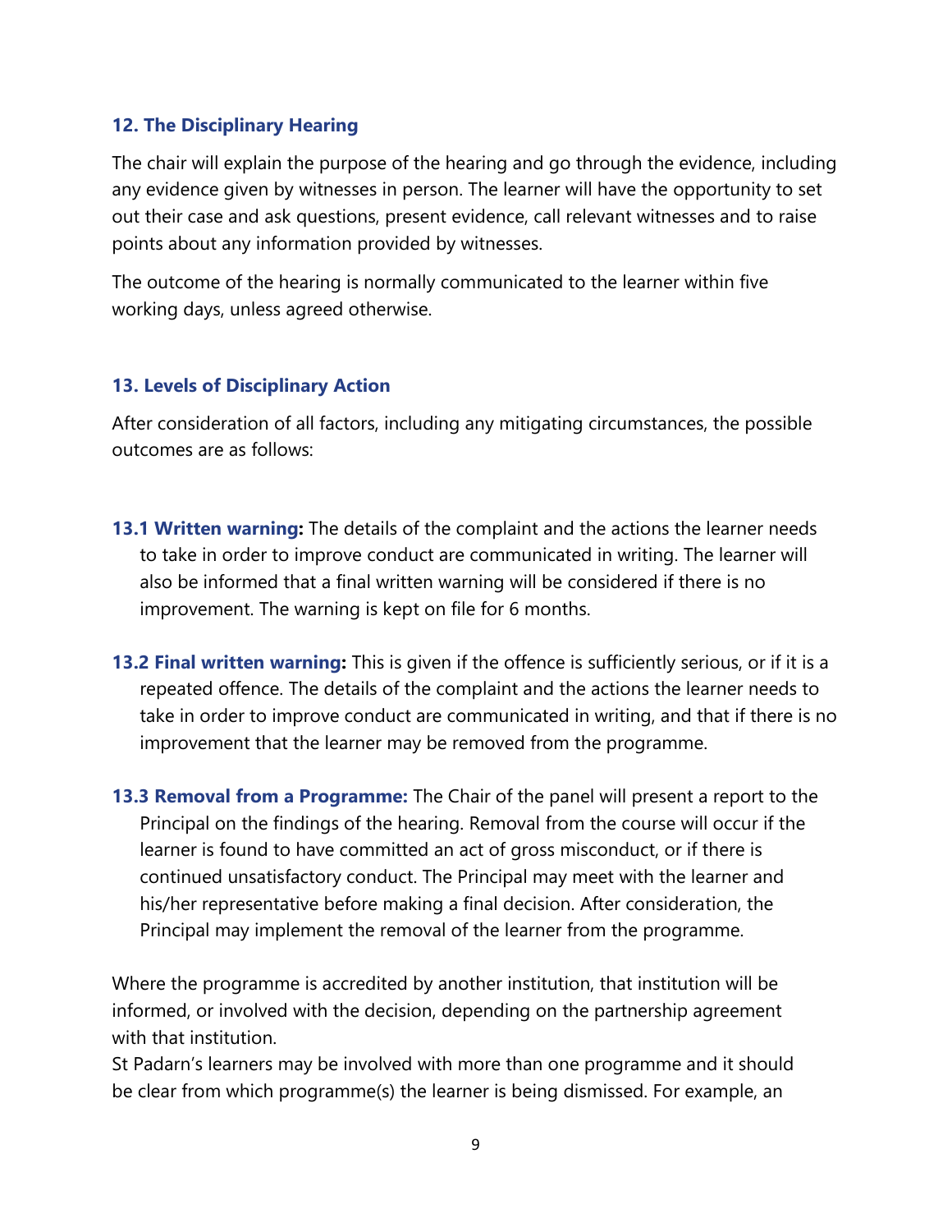## 12. The Disciplinary Hearing

The chair will explain the purpose of the hearing and go through the evidence, including any evidence given by witnesses in person. The learner will have the opportunity to set out their case and ask questions, present evidence, call relevant witnesses and to raise points about any information provided by witnesses.

The outcome of the hearing is normally communicated to the learner within five working days, unless agreed otherwise.

## 13. Levels of Disciplinary Action

After consideration of all factors, including any mitigating circumstances, the possible outcomes are as follows:

**13.1 Written warning:** The details of the complaint and the actions the learner needs to take in order to improve conduct are communicated in writing. The learner will also be informed that a final written warning will be considered if there is no improvement. The warning is kept on file for 6 months.

**13.2 Final written warning:** This is given if the offence is sufficiently serious, or if it is a repeated offence. The details of the complaint and the actions the learner needs to take in order to improve conduct are communicated in writing, and that if there is no improvement that the learner may be removed from the programme.

**13.3 Removal from a Programme:** The Chair of the panel will present a report to the Principal on the findings of the hearing. Removal from the course will occur if the learner is found to have committed an act of gross misconduct, or if there is continued unsatisfactory conduct. The Principal may meet with the learner and his/her representative before making a final decision. After consideration, the Principal may implement the removal of the learner from the programme.

Where the programme is accredited by another institution, that institution will be informed, or involved with the decision, depending on the partnership agreement with that institution.
St Padarn's learners may be involved with more than one programme and it should be clear from which programme(s) the learner is being dismissed. For example, an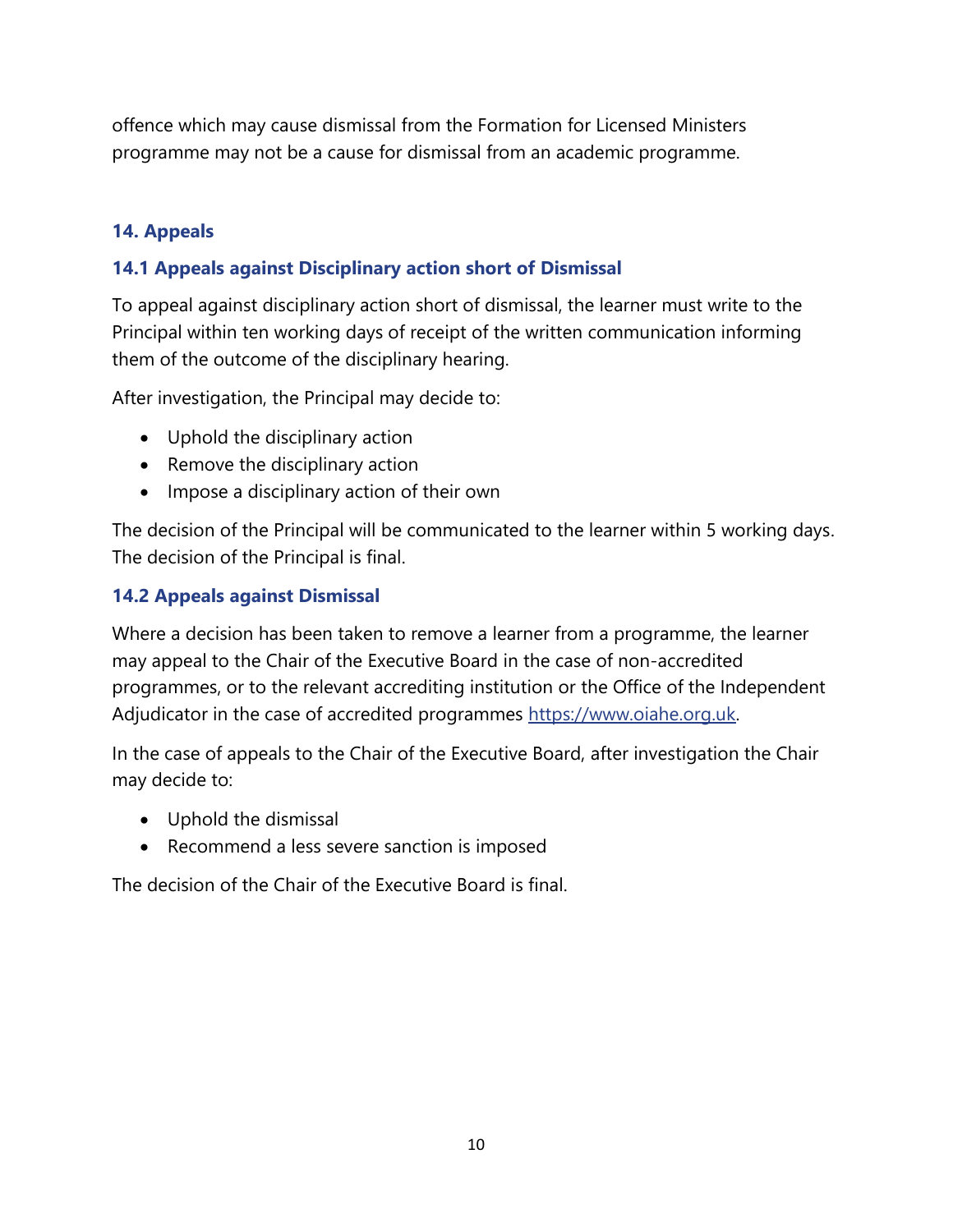offence which may cause dismissal from the Formation for Licensed Ministers programme may not be a cause for dismissal from an academic programme.

## 14. Appeals

### 14.1 Appeals against Disciplinary action short of Dismissal

To appeal against disciplinary action short of dismissal, the learner must write to the Principal within ten working days of receipt of the written communication informing them of the outcome of the disciplinary hearing.

After investigation, the Principal may decide to:

- Uphold the disciplinary action
- Remove the disciplinary action
- Impose a disciplinary action of their own

The decision of the Principal will be communicated to the learner within 5 working days. The decision of the Principal is final.

### 14.2 Appeals against Dismissal

Where a decision has been taken to remove a learner from a programme, the learner may appeal to the Chair of the Executive Board in the case of non-accredited programmes, or to the relevant accrediting institution or the Office of the Independent Adjudicator in the case of accredited programmes https://www.oiahe.org.uk.

In the case of appeals to the Chair of the Executive Board, after investigation the Chair may decide to:

- Uphold the dismissal
- Recommend a less severe sanction is imposed

The decision of the Chair of the Executive Board is final.